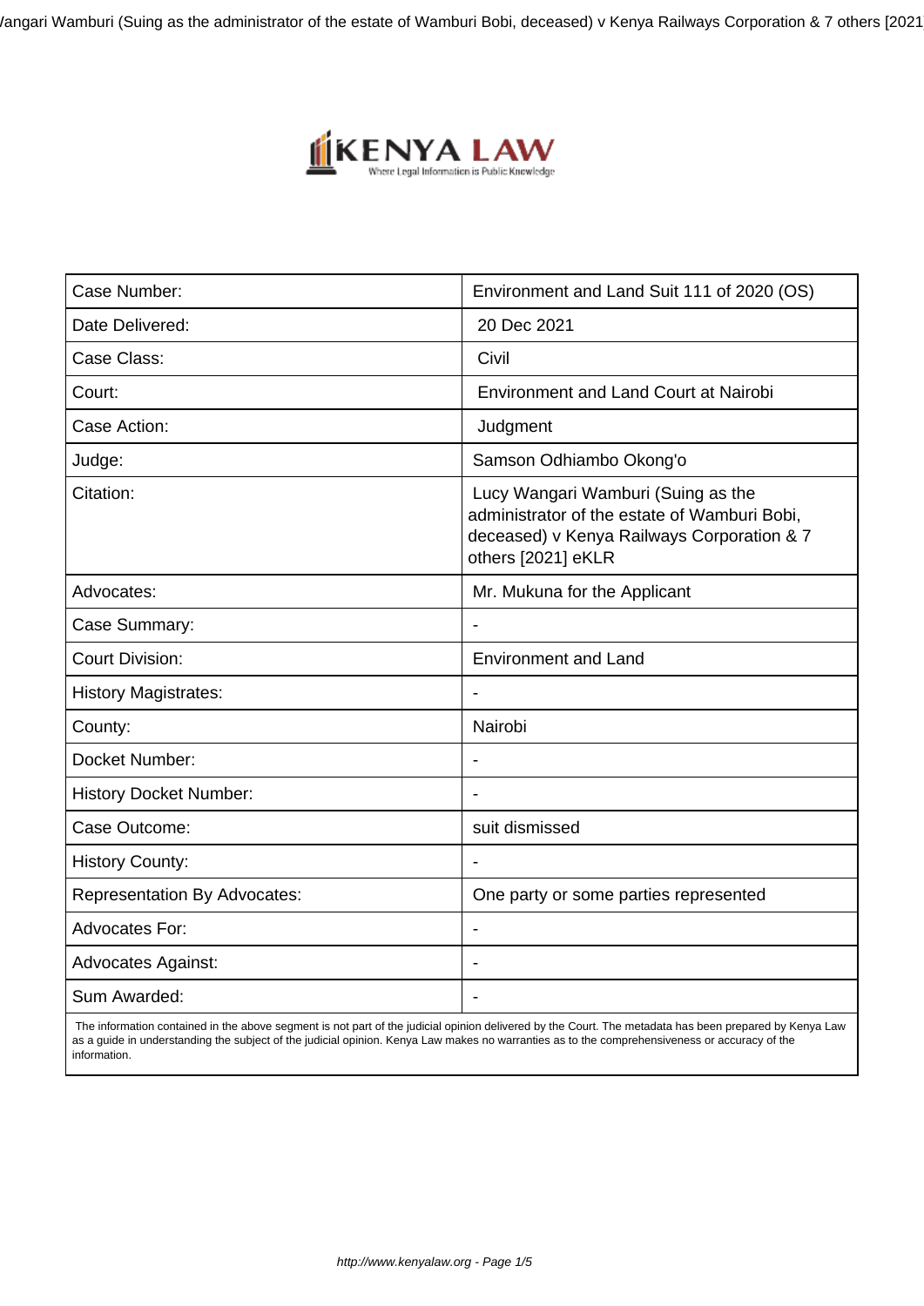| Case Number: | Environment and Land Suit 111 of 2020 (OS) |
|---|---|
| Date Delivered: | 20 Dec 2021 |
| Case Class: | Civil |
| Court: | Environment and Land Court at Nairobi |
| Case Action: | Judgment |
| Judge: | Samson Odhiambo Okong'o |
| Citation: | Lucy Wangari Wamburi (Suing as the administrator of the estate of Wamburi Bobi, deceased) v Kenya Railways Corporation & 7 others [2021] eKLR |
| Advocates: | Mr. Mukuna for the Applicant |
| Case Summary: | - |
| Court Division: | Environment and Land |
| History Magistrates: | - |
| County: | Nairobi |
| Docket Number: | - |
| History Docket Number: | - |
| Case Outcome: | suit dismissed |
| History County: | - |
| Representation By Advocates: | One party or some parties represented |
| Advocates For: | - |
| Advocates Against: | - |
| Sum Awarded: | - |

The information contained in the above segment is not part of the judicial opinion delivered by the Court. The metadata has been prepared by Kenya Law as a guide in understanding the subject of the judicial opinion. Kenya Law makes no warranties as to the comprehensiveness or accuracy of the information.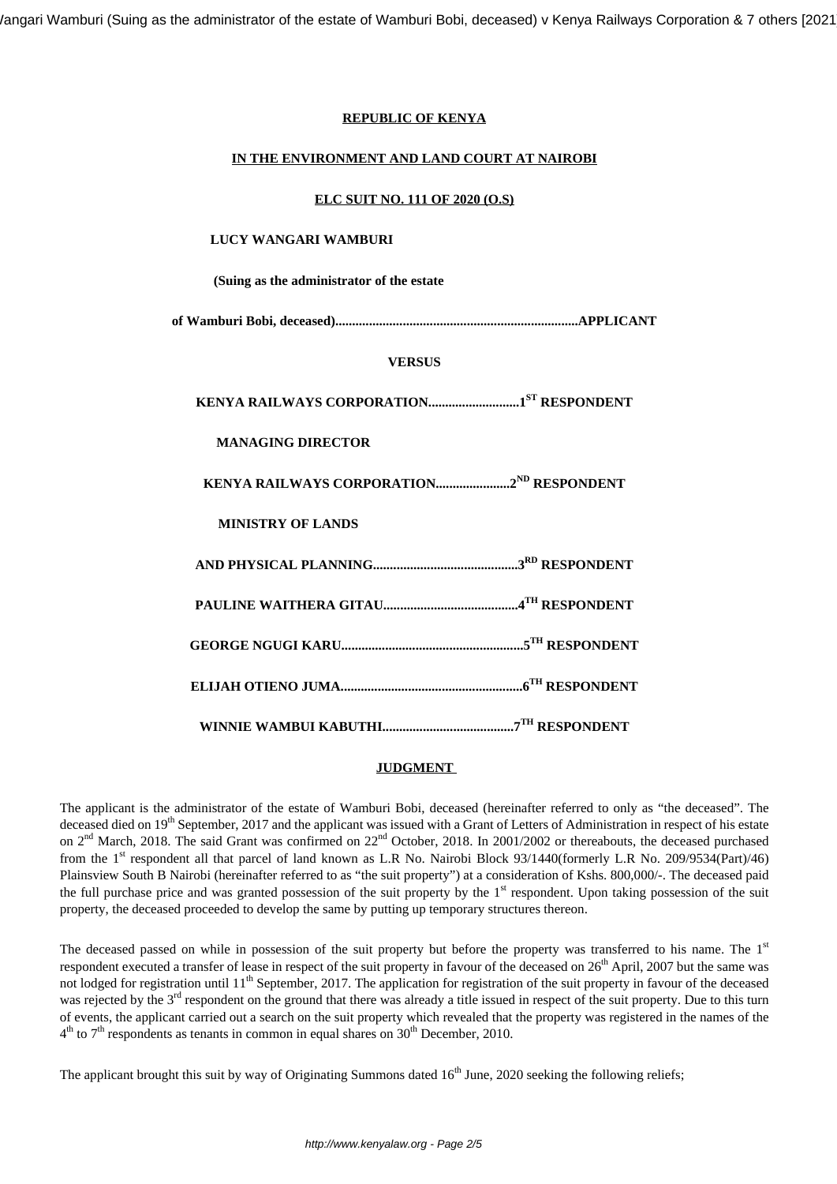**REPUBLIC OF KENYA**

**IN THE ENVIRONMENT AND LAND COURT AT NAIROBI**

**ELC SUIT NO. 111 OF 2020 (O.S)**

**LUCY WANGARI WAMBURI**

**(Suing as the administrator of the estate**

**of Wamburi Bobi, deceased)........................................................................APPLICANT**

**VERSUS**

**KENYA RAILWAYS CORPORATION...........................1ST RESPONDENT**

**MANAGING DIRECTOR**

**KENYA RAILWAYS CORPORATION......................2ND RESPONDENT**

**MINISTRY OF LANDS**

**AND PHYSICAL PLANNING...........................................3RD RESPONDENT**

**PAULINE WAITHERA GITAU........................................4TH RESPONDENT**

**GEORGE NGUGI KARU......................................................5TH RESPONDENT**

**ELIJAH OTIENO JUMA......................................................6TH RESPONDENT**

**WINNIE WAMBUI KABUTHI.......................................7TH RESPONDENT**

**JUDGMENT**

The applicant is the administrator of the estate of Wamburi Bobi, deceased (hereinafter referred to only as "the deceased". The deceased died on 19th September, 2017 and the applicant was issued with a Grant of Letters of Administration in respect of his estate on 2nd March, 2018. The said Grant was confirmed on 22nd October, 2018. In 2001/2002 or thereabouts, the deceased purchased from the 1st respondent all that parcel of land known as L.R No. Nairobi Block 93/1440(formerly L.R No. 209/9534(Part)/46) Plainsview South B Nairobi (hereinafter referred to as "the suit property") at a consideration of Kshs. 800,000/-. The deceased paid the full purchase price and was granted possession of the suit property by the 1st respondent. Upon taking possession of the suit property, the deceased proceeded to develop the same by putting up temporary structures thereon.

The deceased passed on while in possession of the suit property but before the property was transferred to his name. The 1st respondent executed a transfer of lease in respect of the suit property in favour of the deceased on 26th April, 2007 but the same was not lodged for registration until 11th September, 2017. The application for registration of the suit property in favour of the deceased was rejected by the 3rd respondent on the ground that there was already a title issued in respect of the suit property. Due to this turn of events, the applicant carried out a search on the suit property which revealed that the property was registered in the names of the 4th to 7th respondents as tenants in common in equal shares on 30th December, 2010.

The applicant brought this suit by way of Originating Summons dated 16th June, 2020 seeking the following reliefs;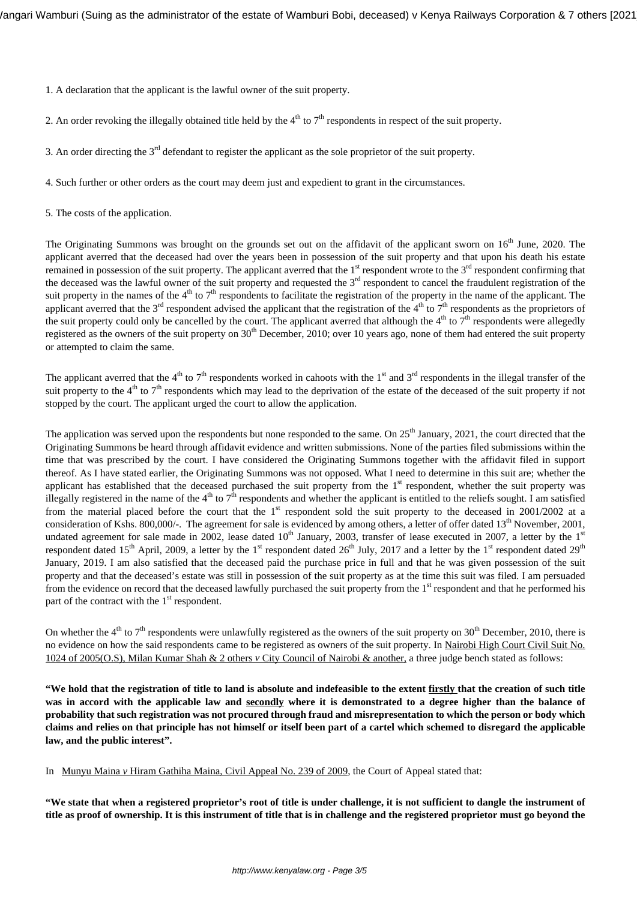1. A declaration that the applicant is the lawful owner of the suit property.

2. An order revoking the illegally obtained title held by the 4th to 7th respondents in respect of the suit property.

3. An order directing the 3rd defendant to register the applicant as the sole proprietor of the suit property.

4. Such further or other orders as the court may deem just and expedient to grant in the circumstances.

5. The costs of the application.

The Originating Summons was brought on the grounds set out on the affidavit of the applicant sworn on 16th June, 2020. The applicant averred that the deceased had over the years been in possession of the suit property and that upon his death his estate remained in possession of the suit property. The applicant averred that the 1st respondent wrote to the 3rd respondent confirming that the deceased was the lawful owner of the suit property and requested the 3rd respondent to cancel the fraudulent registration of the suit property in the names of the 4th to 7th respondents to facilitate the registration of the property in the name of the applicant. The applicant averred that the 3rd respondent advised the applicant that the registration of the 4th to 7th respondents as the proprietors of the suit property could only be cancelled by the court. The applicant averred that although the 4th to 7th respondents were allegedly registered as the owners of the suit property on 30th December, 2010; over 10 years ago, none of them had entered the suit property or attempted to claim the same.

The applicant averred that the 4th to 7th respondents worked in cahoots with the 1st and 3rd respondents in the illegal transfer of the suit property to the 4th to 7th respondents which may lead to the deprivation of the estate of the deceased of the suit property if not stopped by the court. The applicant urged the court to allow the application.

The application was served upon the respondents but none responded to the same. On 25th January, 2021, the court directed that the Originating Summons be heard through affidavit evidence and written submissions. None of the parties filed submissions within the time that was prescribed by the court. I have considered the Originating Summons together with the affidavit filed in support thereof. As I have stated earlier, the Originating Summons was not opposed. What I need to determine in this suit are; whether the applicant has established that the deceased purchased the suit property from the 1st respondent, whether the suit property was illegally registered in the name of the 4th to 7th respondents and whether the applicant is entitled to the reliefs sought. I am satisfied from the material placed before the court that the 1st respondent sold the suit property to the deceased in 2001/2002 at a consideration of Kshs. 800,000/-. The agreement for sale is evidenced by among others, a letter of offer dated 13th November, 2001, undated agreement for sale made in 2002, lease dated 10th January, 2003, transfer of lease executed in 2007, a letter by the 1st respondent dated 15th April, 2009, a letter by the 1st respondent dated 26th July, 2017 and a letter by the 1st respondent dated 29th January, 2019. I am also satisfied that the deceased paid the purchase price in full and that he was given possession of the suit property and that the deceased's estate was still in possession of the suit property as at the time this suit was filed. I am persuaded from the evidence on record that the deceased lawfully purchased the suit property from the 1st respondent and that he performed his part of the contract with the 1st respondent.

On whether the 4th to 7th respondents were unlawfully registered as the owners of the suit property on 30th December, 2010, there is no evidence on how the said respondents came to be registered as owners of the suit property. In Nairobi High Court Civil Suit No. 1024 of 2005(O.S), Milan Kumar Shah & 2 others *v* City Council of Nairobi & another, a three judge bench stated as follows:

**"We hold that the registration of title to land is absolute and indefeasible to the extent firstly that the creation of such title was in accord with the applicable law and secondly where it is demonstrated to a degree higher than the balance of probability that such registration was not procured through fraud and misrepresentation to which the person or body which claims and relies on that principle has not himself or itself been part of a cartel which schemed to disregard the applicable law, and the public interest".**

In Munyu Maina *v* Hiram Gathiha Maina, Civil Appeal No. 239 of 2009, the Court of Appeal stated that:

**"We state that when a registered proprietor's root of title is under challenge, it is not sufficient to dangle the instrument of title as proof of ownership. It is this instrument of title that is in challenge and the registered proprietor must go beyond the**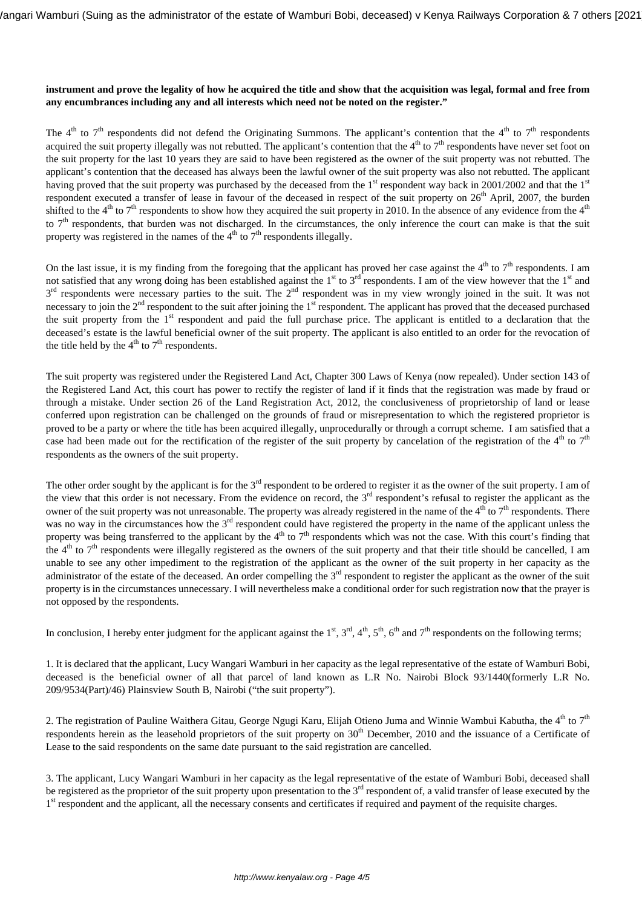**instrument and prove the legality of how he acquired the title and show that the acquisition was legal, formal and free from any encumbrances including any and all interests which need not be noted on the register."**

The 4th to 7th respondents did not defend the Originating Summons. The applicant's contention that the 4th to 7th respondents acquired the suit property illegally was not rebutted. The applicant's contention that the 4th to 7th respondents have never set foot on the suit property for the last 10 years they are said to have been registered as the owner of the suit property was not rebutted. The applicant's contention that the deceased has always been the lawful owner of the suit property was also not rebutted. The applicant having proved that the suit property was purchased by the deceased from the 1st respondent way back in 2001/2002 and that the 1st respondent executed a transfer of lease in favour of the deceased in respect of the suit property on 26th April, 2007, the burden shifted to the 4th to 7th respondents to show how they acquired the suit property in 2010. In the absence of any evidence from the 4th to 7th respondents, that burden was not discharged. In the circumstances, the only inference the court can make is that the suit property was registered in the names of the 4th to 7th respondents illegally.

On the last issue, it is my finding from the foregoing that the applicant has proved her case against the 4th to 7th respondents. I am not satisfied that any wrong doing has been established against the 1st to 3rd respondents. I am of the view however that the 1st and 3rd respondents were necessary parties to the suit. The 2nd respondent was in my view wrongly joined in the suit. It was not necessary to join the 2nd respondent to the suit after joining the 1st respondent. The applicant has proved that the deceased purchased the suit property from the 1st respondent and paid the full purchase price. The applicant is entitled to a declaration that the deceased's estate is the lawful beneficial owner of the suit property. The applicant is also entitled to an order for the revocation of the title held by the 4th to 7th respondents.

The suit property was registered under the Registered Land Act, Chapter 300 Laws of Kenya (now repealed). Under section 143 of the Registered Land Act, this court has power to rectify the register of land if it finds that the registration was made by fraud or through a mistake. Under section 26 of the Land Registration Act, 2012, the conclusiveness of proprietorship of land or lease conferred upon registration can be challenged on the grounds of fraud or misrepresentation to which the registered proprietor is proved to be a party or where the title has been acquired illegally, unprocedurally or through a corrupt scheme. I am satisfied that a case had been made out for the rectification of the register of the suit property by cancelation of the registration of the 4th to 7th respondents as the owners of the suit property.

The other order sought by the applicant is for the 3rd respondent to be ordered to register it as the owner of the suit property. I am of the view that this order is not necessary. From the evidence on record, the 3rd respondent's refusal to register the applicant as the owner of the suit property was not unreasonable. The property was already registered in the name of the 4th to 7th respondents. There was no way in the circumstances how the 3rd respondent could have registered the property in the name of the applicant unless the property was being transferred to the applicant by the 4th to 7th respondents which was not the case. With this court's finding that the 4th to 7th respondents were illegally registered as the owners of the suit property and that their title should be cancelled, I am unable to see any other impediment to the registration of the applicant as the owner of the suit property in her capacity as the administrator of the estate of the deceased. An order compelling the 3rd respondent to register the applicant as the owner of the suit property is in the circumstances unnecessary. I will nevertheless make a conditional order for such registration now that the prayer is not opposed by the respondents.

In conclusion, I hereby enter judgment for the applicant against the 1st, 3rd, 4th, 5th, 6th and 7th respondents on the following terms;

1. It is declared that the applicant, Lucy Wangari Wamburi in her capacity as the legal representative of the estate of Wamburi Bobi, deceased is the beneficial owner of all that parcel of land known as L.R No. Nairobi Block 93/1440(formerly L.R No. 209/9534(Part)/46) Plainsview South B, Nairobi ("the suit property").

2. The registration of Pauline Waithera Gitau, George Ngugi Karu, Elijah Otieno Juma and Winnie Wambui Kabutha, the 4th to 7th respondents herein as the leasehold proprietors of the suit property on 30th December, 2010 and the issuance of a Certificate of Lease to the said respondents on the same date pursuant to the said registration are cancelled.

3. The applicant, Lucy Wangari Wamburi in her capacity as the legal representative of the estate of Wamburi Bobi, deceased shall be registered as the proprietor of the suit property upon presentation to the 3rd respondent of, a valid transfer of lease executed by the 1st respondent and the applicant, all the necessary consents and certificates if required and payment of the requisite charges.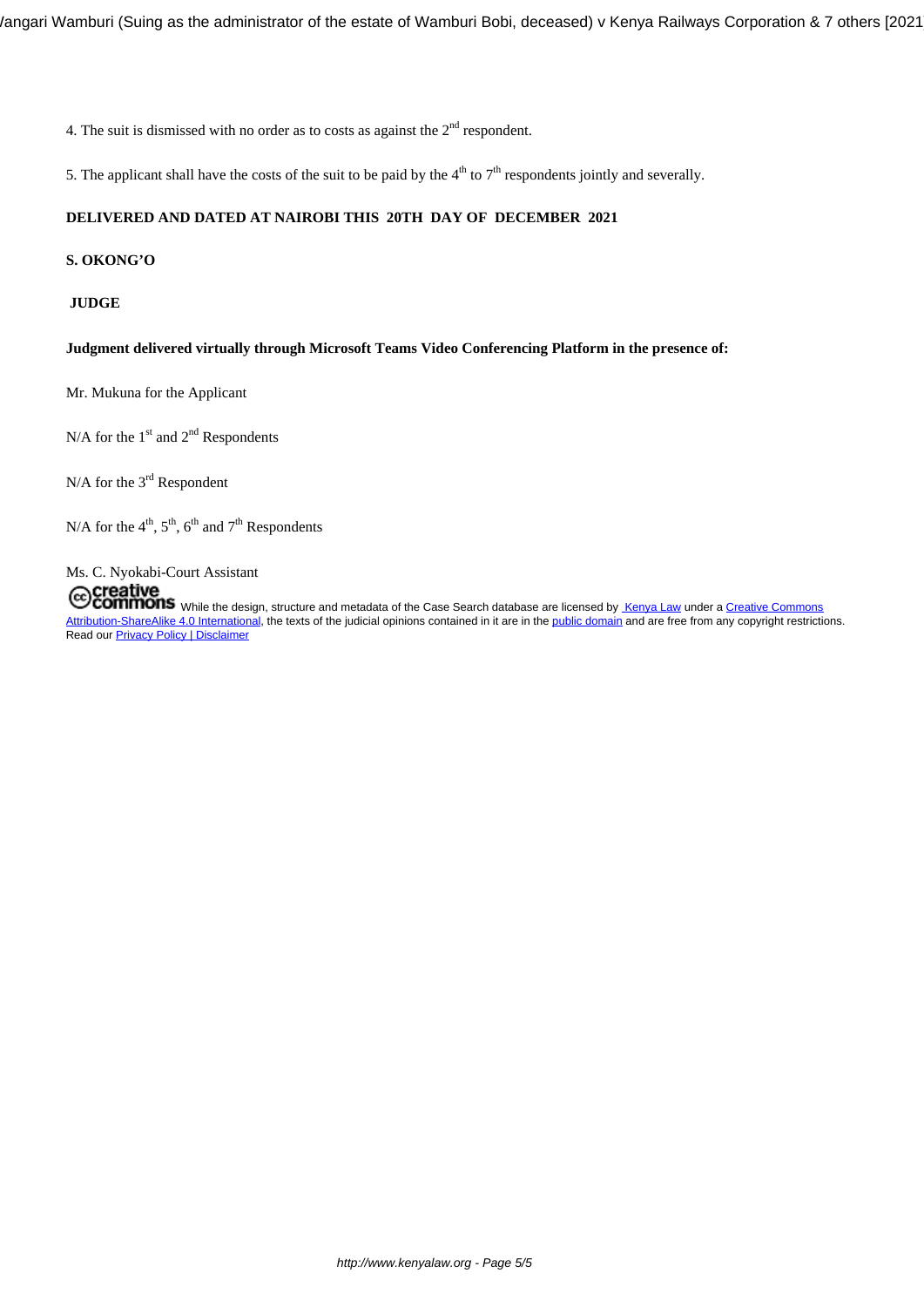4. The suit is dismissed with no order as to costs as against the 2nd respondent.

5. The applicant shall have the costs of the suit to be paid by the 4th to 7th respondents jointly and severally.

**DELIVERED AND DATED AT NAIROBI THIS 20TH DAY OF DECEMBER 2021**

**S. OKONG'O**

**JUDGE**

**Judgment delivered virtually through Microsoft Teams Video Conferencing Platform in the presence of:**

Mr. Mukuna for the Applicant

N/A for the 1st and 2nd Respondents

N/A for the 3rd Respondent

N/A for the 4th, 5th, 6th and 7th Respondents

Ms. C. Nyokabi-Court Assistant

While the design, structure and metadata of the Case Search database are licensed by Kenya Law under a Creative Commons Attribution-ShareAlike 4.0 International, the texts of the judicial opinions contained in it are in the public domain and are free from any copyright restrictions. Read our Privacy Policy | Disclaimer